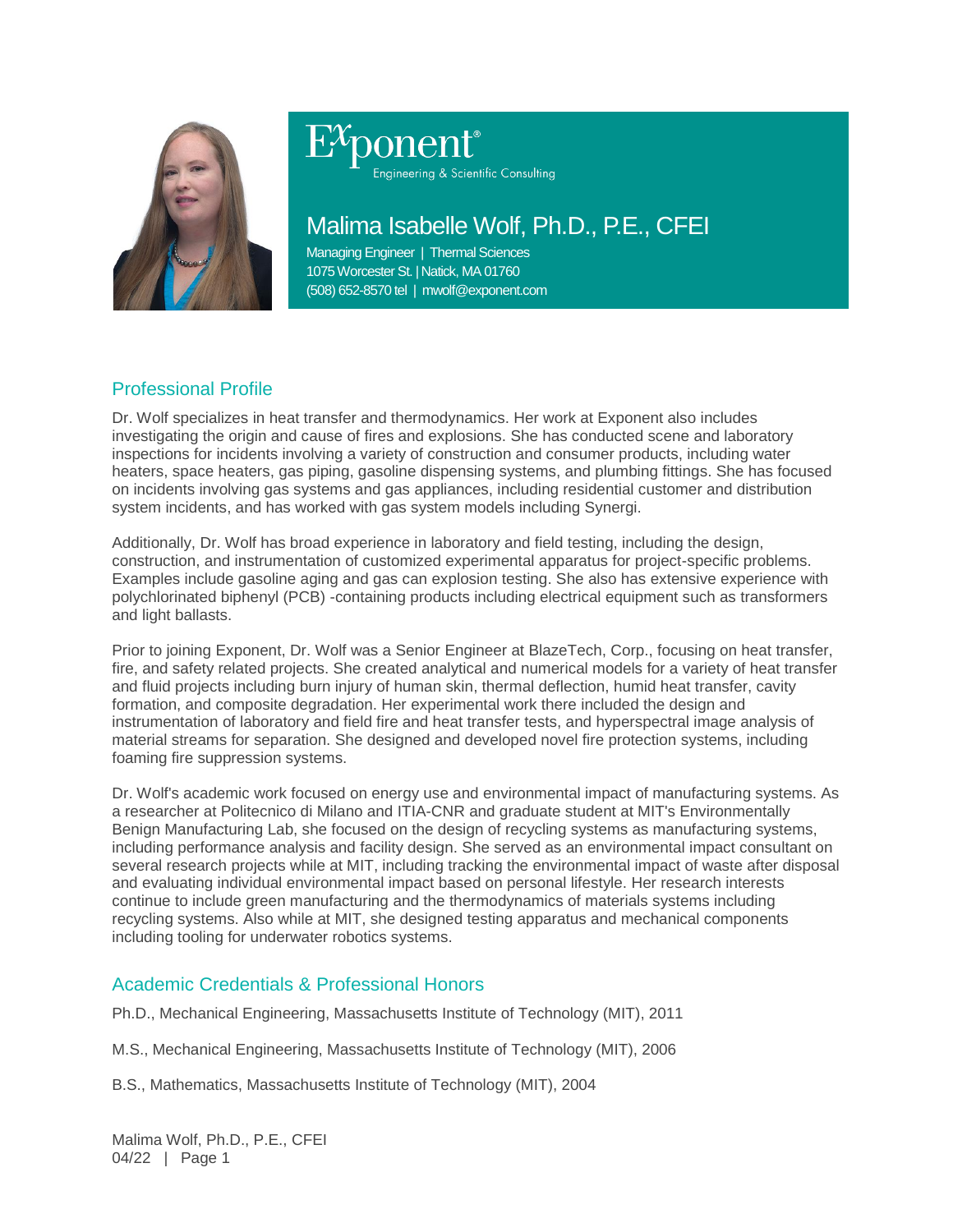Exponent®
Engineering & Scientific Consulting

# Malima Isabelle Wolf, Ph.D., P.E., CFEI

Managing Engineer | Thermal Sciences
1075 Worcester St. | Natick, MA 01760
(508) 652-8570 tel | mwolf@exponent.com

## Professional Profile

Dr. Wolf specializes in heat transfer and thermodynamics. Her work at Exponent also includes investigating the origin and cause of fires and explosions. She has conducted scene and laboratory inspections for incidents involving a variety of construction and consumer products, including water heaters, space heaters, gas piping, gasoline dispensing systems, and plumbing fittings. She has focused on incidents involving gas systems and gas appliances, including residential customer and distribution system incidents, and has worked with gas system models including Synergi.

Additionally, Dr. Wolf has broad experience in laboratory and field testing, including the design, construction, and instrumentation of customized experimental apparatus for project-specific problems. Examples include gasoline aging and gas can explosion testing. She also has extensive experience with polychlorinated biphenyl (PCB) -containing products including electrical equipment such as transformers and light ballasts.

Prior to joining Exponent, Dr. Wolf was a Senior Engineer at BlazeTech, Corp., focusing on heat transfer, fire, and safety related projects. She created analytical and numerical models for a variety of heat transfer and fluid projects including burn injury of human skin, thermal deflection, humid heat transfer, cavity formation, and composite degradation. Her experimental work there included the design and instrumentation of laboratory and field fire and heat transfer tests, and hyperspectral image analysis of material streams for separation. She designed and developed novel fire protection systems, including foaming fire suppression systems.

Dr. Wolf's academic work focused on energy use and environmental impact of manufacturing systems. As a researcher at Politecnico di Milano and ITIA-CNR and graduate student at MIT's Environmentally Benign Manufacturing Lab, she focused on the design of recycling systems as manufacturing systems, including performance analysis and facility design. She served as an environmental impact consultant on several research projects while at MIT, including tracking the environmental impact of waste after disposal and evaluating individual environmental impact based on personal lifestyle. Her research interests continue to include green manufacturing and the thermodynamics of materials systems including recycling systems. Also while at MIT, she designed testing apparatus and mechanical components including tooling for underwater robotics systems.

## Academic Credentials & Professional Honors

Ph.D., Mechanical Engineering, Massachusetts Institute of Technology (MIT), 2011

M.S., Mechanical Engineering, Massachusetts Institute of Technology (MIT), 2006

B.S., Mathematics, Massachusetts Institute of Technology (MIT), 2004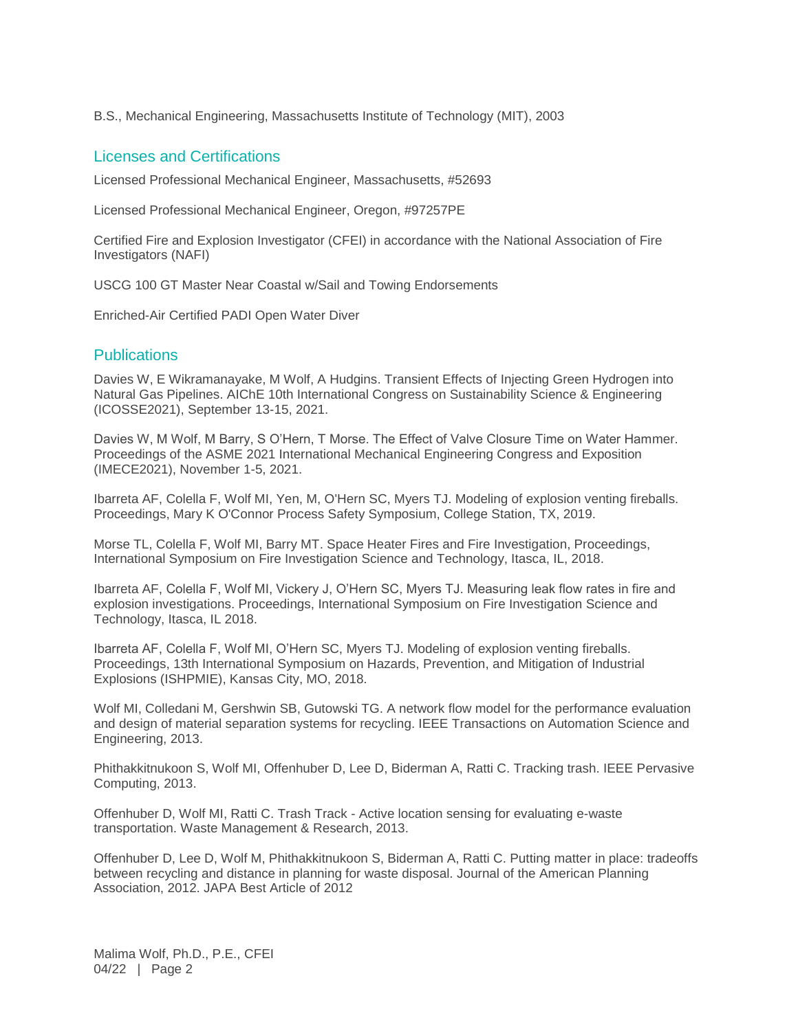B.S., Mechanical Engineering, Massachusetts Institute of Technology (MIT), 2003

## Licenses and Certifications

Licensed Professional Mechanical Engineer, Massachusetts, #52693

Licensed Professional Mechanical Engineer, Oregon, #97257PE

Certified Fire and Explosion Investigator (CFEI) in accordance with the National Association of Fire Investigators (NAFI)

USCG 100 GT Master Near Coastal w/Sail and Towing Endorsements

Enriched-Air Certified PADI Open Water Diver

## Publications

Davies W, E Wikramanayake, M Wolf, A Hudgins. Transient Effects of Injecting Green Hydrogen into Natural Gas Pipelines. AIChE 10th International Congress on Sustainability Science & Engineering (ICOSSE2021), September 13-15, 2021.

Davies W, M Wolf, M Barry, S O'Hern, T Morse. The Effect of Valve Closure Time on Water Hammer. Proceedings of the ASME 2021 International Mechanical Engineering Congress and Exposition (IMECE2021), November 1-5, 2021.

Ibarreta AF, Colella F, Wolf MI, Yen, M, O'Hern SC, Myers TJ. Modeling of explosion venting fireballs. Proceedings, Mary K O'Connor Process Safety Symposium, College Station, TX, 2019.

Morse TL, Colella F, Wolf MI, Barry MT. Space Heater Fires and Fire Investigation, Proceedings, International Symposium on Fire Investigation Science and Technology, Itasca, IL, 2018.

Ibarreta AF, Colella F, Wolf MI, Vickery J, O'Hern SC, Myers TJ. Measuring leak flow rates in fire and explosion investigations. Proceedings, International Symposium on Fire Investigation Science and Technology, Itasca, IL 2018.

Ibarreta AF, Colella F, Wolf MI, O'Hern SC, Myers TJ. Modeling of explosion venting fireballs. Proceedings, 13th International Symposium on Hazards, Prevention, and Mitigation of Industrial Explosions (ISHPMIE), Kansas City, MO, 2018.

Wolf MI, Colledani M, Gershwin SB, Gutowski TG. A network flow model for the performance evaluation and design of material separation systems for recycling. IEEE Transactions on Automation Science and Engineering, 2013.

Phithakkitnukoon S, Wolf MI, Offenhuber D, Lee D, Biderman A, Ratti C. Tracking trash. IEEE Pervasive Computing, 2013.

Offenhuber D, Wolf MI, Ratti C. Trash Track - Active location sensing for evaluating e-waste transportation. Waste Management & Research, 2013.

Offenhuber D, Lee D, Wolf M, Phithakkitnukoon S, Biderman A, Ratti C. Putting matter in place: tradeoffs between recycling and distance in planning for waste disposal. Journal of the American Planning Association, 2012. JAPA Best Article of 2012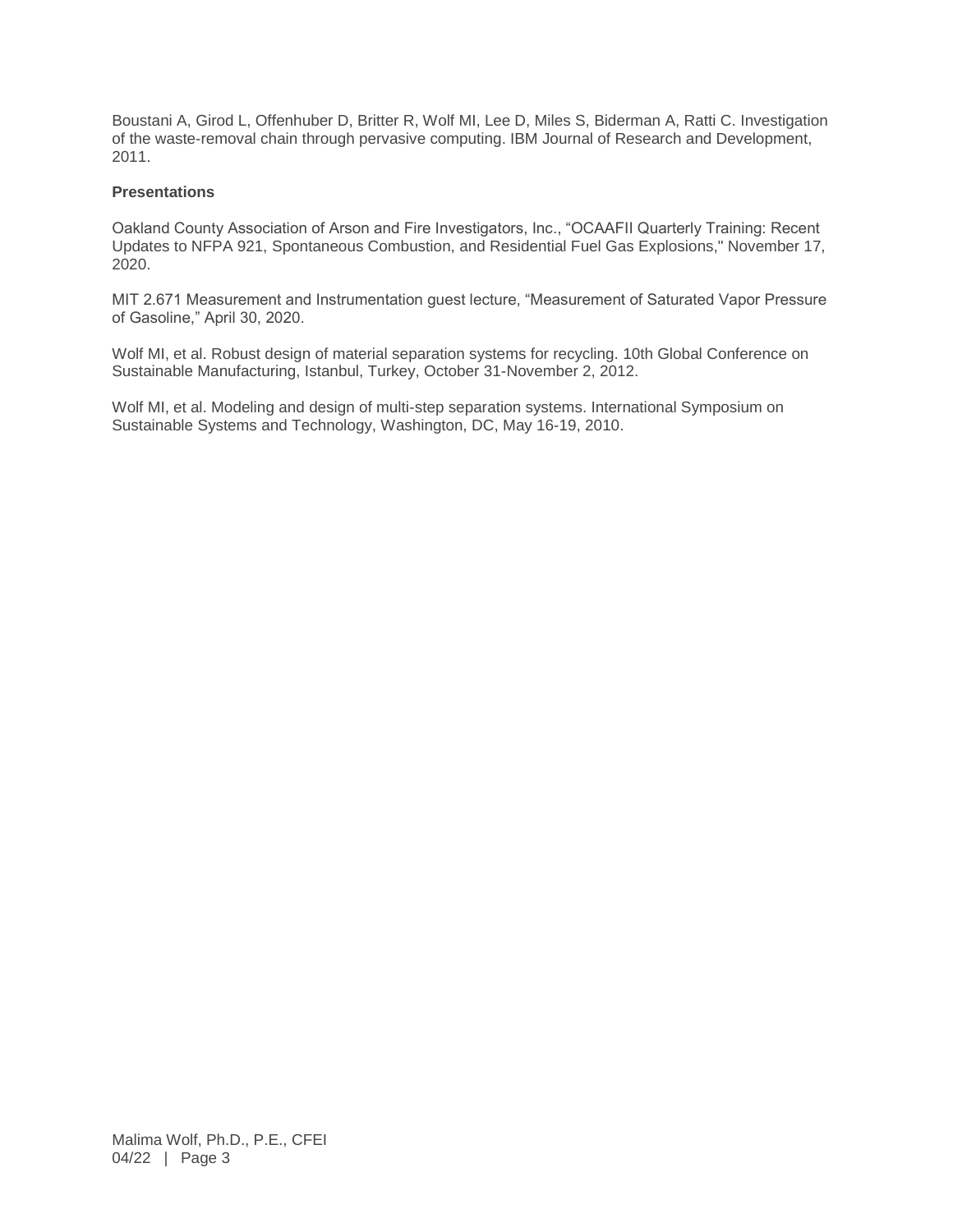Boustani A, Girod L, Offenhuber D, Britter R, Wolf MI, Lee D, Miles S, Biderman A, Ratti C. Investigation of the waste-removal chain through pervasive computing. IBM Journal of Research and Development, 2011.

**Presentations**

Oakland County Association of Arson and Fire Investigators, Inc., "OCAAFII Quarterly Training: Recent Updates to NFPA 921, Spontaneous Combustion, and Residential Fuel Gas Explosions," November 17, 2020.

MIT 2.671 Measurement and Instrumentation guest lecture, "Measurement of Saturated Vapor Pressure of Gasoline," April 30, 2020.

Wolf MI, et al. Robust design of material separation systems for recycling. 10th Global Conference on Sustainable Manufacturing, Istanbul, Turkey, October 31-November 2, 2012.

Wolf MI, et al. Modeling and design of multi-step separation systems. International Symposium on Sustainable Systems and Technology, Washington, DC, May 16-19, 2010.